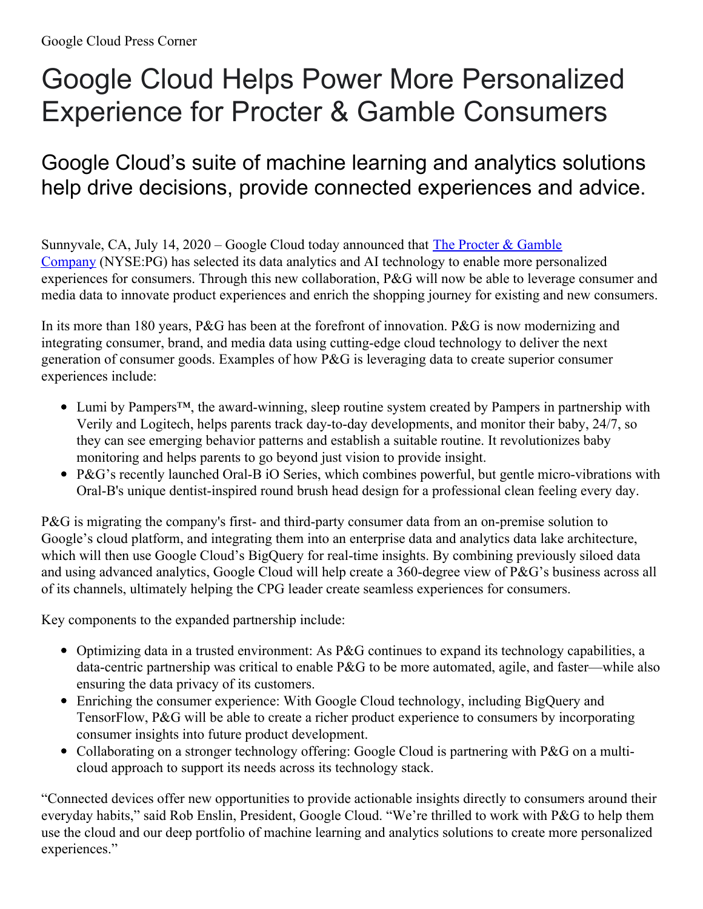Google Cloud Press Corner

# Google Cloud Helps Power More Personalized Experience for Procter & Gamble Consumers

## Google Cloud's suite of machine learning and analytics solutions help drive decisions, provide connected experiences and advice.

Sunnyvale, CA, July 14, 2020 – Google Cloud today announced that [The Procter & Gamble Company](#) (NYSE:PG) has selected its data analytics and AI technology to enable more personalized experiences for consumers. Through this new collaboration, P&G will now be able to leverage consumer and media data to innovate product experiences and enrich the shopping journey for existing and new consumers.

In its more than 180 years, P&G has been at the forefront of innovation. P&G is now modernizing and integrating consumer, brand, and media data using cutting-edge cloud technology to deliver the next generation of consumer goods. Examples of how P&G is leveraging data to create superior consumer experiences include:

- Lumi by Pampers™, the award-winning, sleep routine system created by Pampers in partnership with Verily and Logitech, helps parents track day-to-day developments, and monitor their baby, 24/7, so they can see emerging behavior patterns and establish a suitable routine. It revolutionizes baby monitoring and helps parents to go beyond just vision to provide insight.
- P&G's recently launched Oral-B iO Series, which combines powerful, but gentle micro-vibrations with Oral-B's unique dentist-inspired round brush head design for a professional clean feeling every day.

P&G is migrating the company's first- and third-party consumer data from an on-premise solution to Google's cloud platform, and integrating them into an enterprise data and analytics data lake architecture, which will then use Google Cloud's BigQuery for real-time insights. By combining previously siloed data and using advanced analytics, Google Cloud will help create a 360-degree view of P&G's business across all of its channels, ultimately helping the CPG leader create seamless experiences for consumers.

Key components to the expanded partnership include:

- Optimizing data in a trusted environment: As P&G continues to expand its technology capabilities, a data-centric partnership was critical to enable P&G to be more automated, agile, and faster—while also ensuring the data privacy of its customers.
- Enriching the consumer experience: With Google Cloud technology, including BigQuery and TensorFlow, P&G will be able to create a richer product experience to consumers by incorporating consumer insights into future product development.
- Collaborating on a stronger technology offering: Google Cloud is partnering with P&G on a multi-cloud approach to support its needs across its technology stack.

"Connected devices offer new opportunities to provide actionable insights directly to consumers around their everyday habits," said Rob Enslin, President, Google Cloud. "We're thrilled to work with P&G to help them use the cloud and our deep portfolio of machine learning and analytics solutions to create more personalized experiences."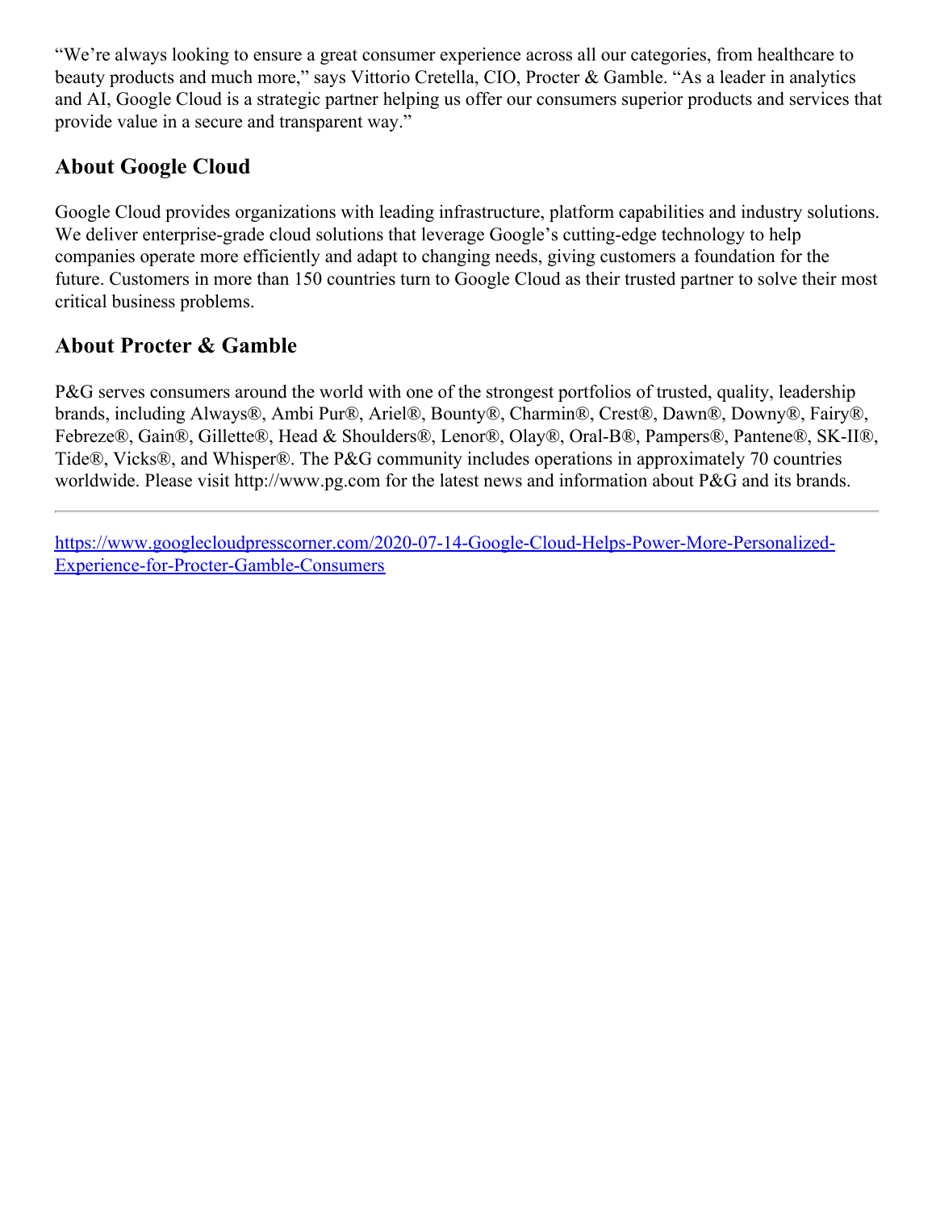"We're always looking to ensure a great consumer experience across all our categories, from healthcare to beauty products and much more," says Vittorio Cretella, CIO, Procter & Gamble. "As a leader in analytics and AI, Google Cloud is a strategic partner helping us offer our consumers superior products and services that provide value in a secure and transparent way."

## About Google Cloud

Google Cloud provides organizations with leading infrastructure, platform capabilities and industry solutions. We deliver enterprise-grade cloud solutions that leverage Google's cutting-edge technology to help companies operate more efficiently and adapt to changing needs, giving customers a foundation for the future. Customers in more than 150 countries turn to Google Cloud as their trusted partner to solve their most critical business problems.

## About Procter & Gamble

P&G serves consumers around the world with one of the strongest portfolios of trusted, quality, leadership brands, including Always®, Ambi Pur®, Ariel®, Bounty®, Charmin®, Crest®, Dawn®, Downy®, Fairy®, Febreze®, Gain®, Gillette®, Head & Shoulders®, Lenor®, Olay®, Oral-B®, Pampers®, Pantene®, SK-II®, Tide®, Vicks®, and Whisper®. The P&G community includes operations in approximately 70 countries worldwide. Please visit http://www.pg.com for the latest news and information about P&G and its brands.

---

[https://www.googlecloudpresscorner.com/2020-07-14-Google-Cloud-Helps-Power-More-Personalized-Experience-for-Procter-Gamble-Consumers](https://www.googlecloudpresscorner.com/2020-07-14-Google-Cloud-Helps-Power-More-Personalized-Experience-for-Procter-Gamble-Consumers)